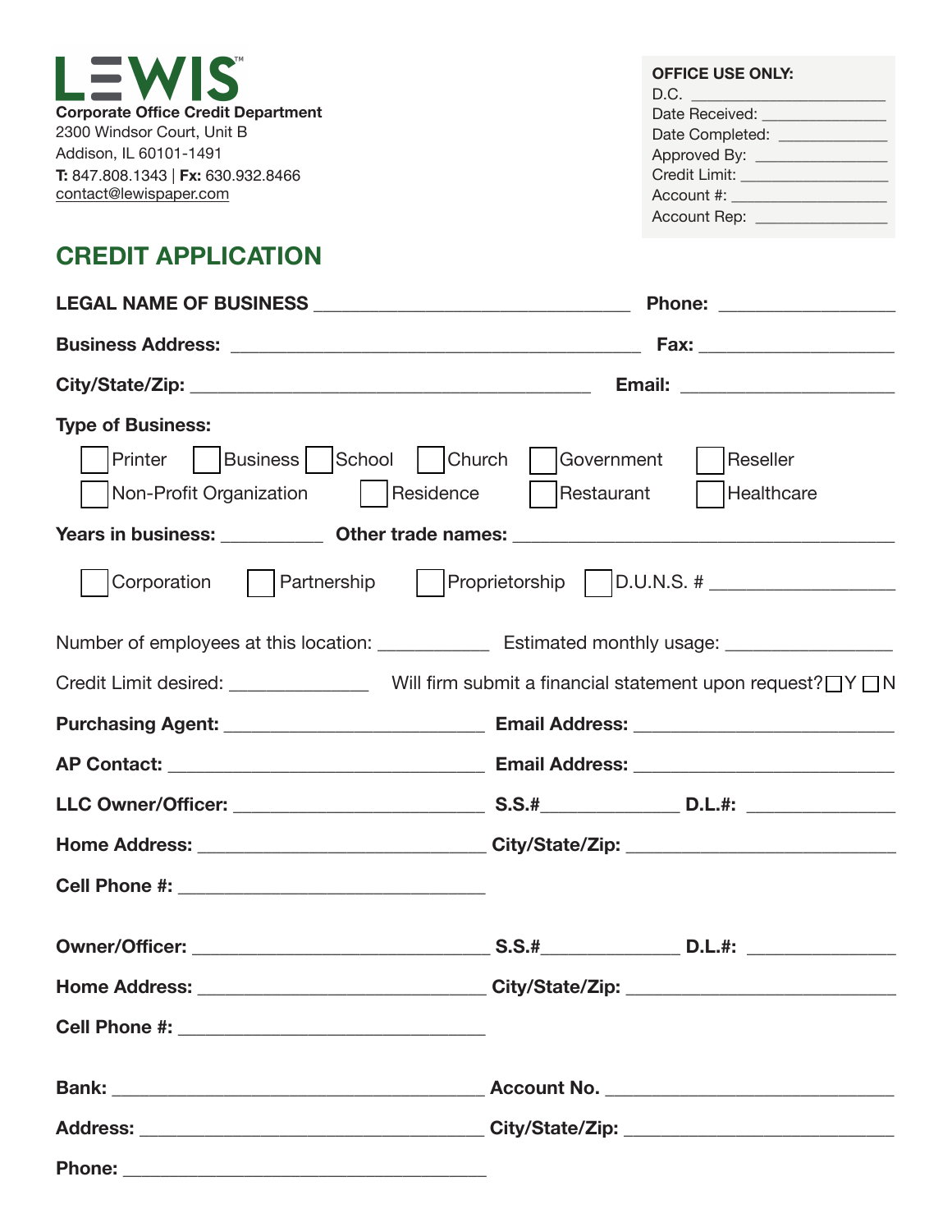LEWIS™

**Corporate Office Credit Department**
2300 Windsor Court, Unit B
Addison, IL 60101-1491
**T:** 847.808.1343 | **Fx:** 630.932.8466
contact@lewispaper.com

**OFFICE USE ONLY:**
D.C. ______________________
Date Received: _____________
Date Completed: ____________
Approved By: ______________
Credit Limit: ________________
Account #: _________________
Account Rep: ______________

# CREDIT APPLICATION

**LEGAL NAME OF BUSINESS** ________________________________ **Phone:** _________________

**Business Address:** __________________________________________ **Fax:** ___________________

**City/State/Zip:** _________________________________________ **Email:** _____________________

**Type of Business:**

☐ Printer ☐ Business ☐ School ☐ Church ☐ Government ☐ Reseller
☐ Non-Profit Organization ☐ Residence ☐ Restaurant ☐ Healthcare

**Years in business:** __________ **Other trade names:** _______________________________________

☐ Corporation ☐ Partnership ☐ Proprietorship ☐ D.U.N.S. # __________________

Number of employees at this location: ___________ Estimated monthly usage: ________________

Credit Limit desired: ______________ Will firm submit a financial statement upon request? ☐ Y ☐ N

**Purchasing Agent:** __________________________ **Email Address:** __________________________

**AP Contact:** ________________________________ **Email Address:** __________________________

**LLC Owner/Officer:** __________________________ **S.S.#**______________ **D.L.#:** _______________

**Home Address:** _____________________________ **City/State/Zip:** ____________________________

**Cell Phone #:** _______________________________

**Owner/Officer:** _______________________________ **S.S.#**______________ **D.L.#:** _______________

**Home Address:** _____________________________ **City/State/Zip:** ____________________________

**Cell Phone #:** _______________________________

**Bank:** ______________________________________ **Account No.** _____________________________

**Address:** ___________________________________ **City/State/Zip:** ____________________________

**Phone:** _____________________________________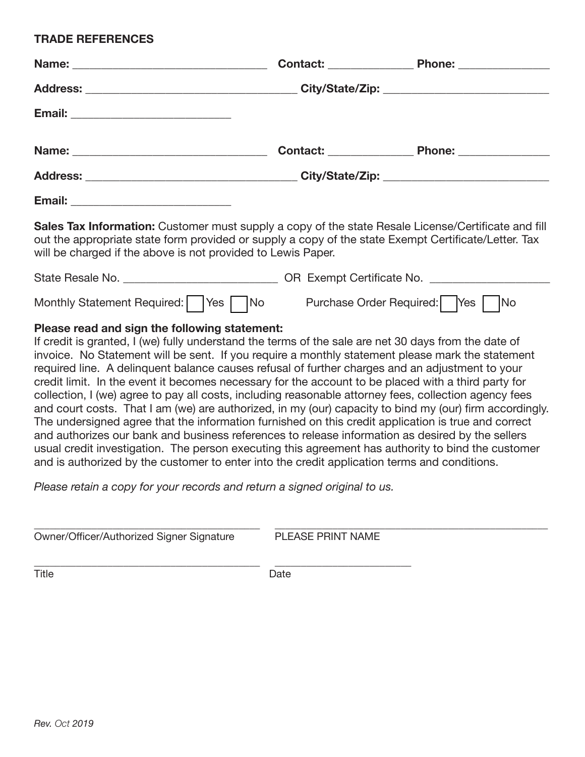**TRADE REFERENCES**

**Name:** ________________________________ **Contact:** _____________ **Phone:** ______________

**Address:** __________________________________ **City/State/Zip:** __________________________

**Email:** __________________________

**Name:** ________________________________ **Contact:** _____________ **Phone:** ______________

**Address:** __________________________________ **City/State/Zip:** __________________________

**Email:** __________________________

**Sales Tax Information:** Customer must supply a copy of the state Resale License/Certificate and fill out the appropriate state form provided or supply a copy of the state Exempt Certificate/Letter. Tax will be charged if the above is not provided to Lewis Paper.

State Resale No. _________________________ OR Exempt Certificate No. ___________________

Monthly Statement Required: ☐ Yes ☐ No    Purchase Order Required: ☐ Yes ☐ No

**Please read and sign the following statement:**
If credit is granted, I (we) fully understand the terms of the sale are net 30 days from the date of invoice. No Statement will be sent. If you require a monthly statement please mark the statement required line. A delinquent balance causes refusal of further charges and an adjustment to your credit limit. In the event it becomes necessary for the account to be placed with a third party for collection, I (we) agree to pay all costs, including reasonable attorney fees, collection agency fees and court costs. That I am (we) are authorized, in my (our) capacity to bind my (our) firm accordingly. The undersigned agree that the information furnished on this credit application is true and correct and authorizes our bank and business references to release information as desired by the sellers usual credit investigation. The person executing this agreement has authority to bind the customer and is authorized by the customer to enter into the credit application terms and conditions.

*Please retain a copy for your records and return a signed original to us.*

_________________________________________ _________________________________________________
Owner/Officer/Authorized Signer Signature    PLEASE PRINT NAME

_________________________________________ _________________________
Title    Date

*Rev. Oct 2019*